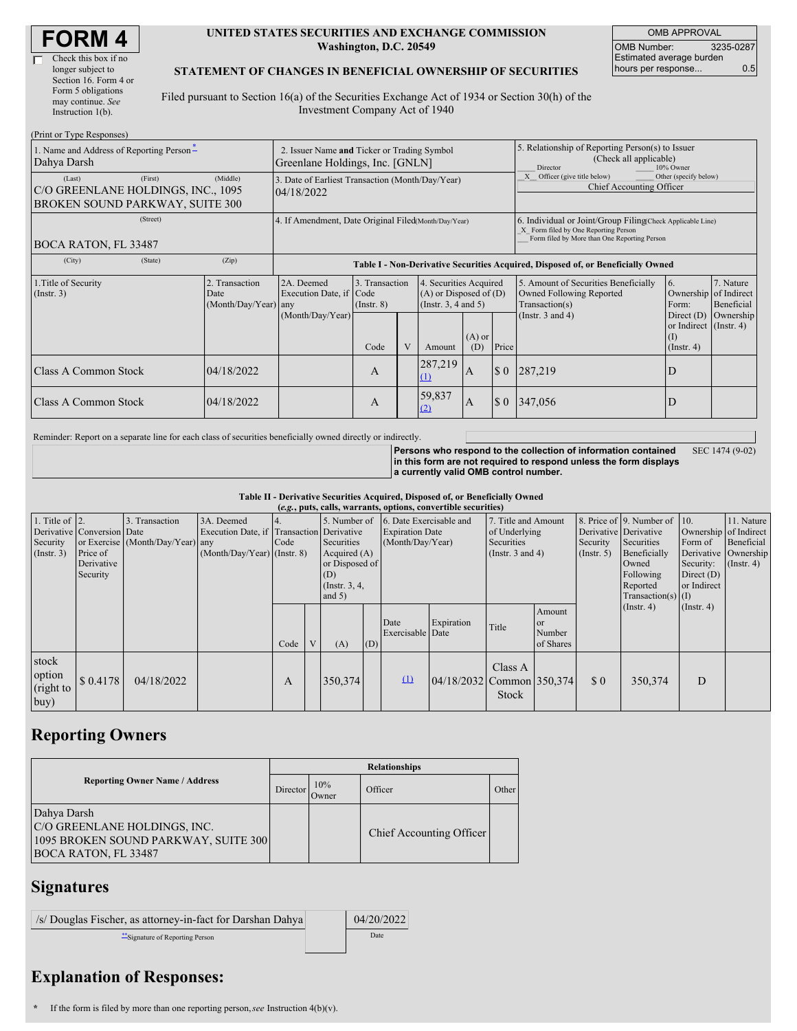# FORM 4

☐ Check this box if no longer subject to Section 16. Form 4 or Form 5 obligations may continue. *See* Instruction 1(b).

**UNITED STATES SECURITIES AND EXCHANGE COMMISSION**
**Washington, D.C. 20549**

**STATEMENT OF CHANGES IN BENEFICIAL OWNERSHIP OF SECURITIES**

Filed pursuant to Section 16(a) of the Securities Exchange Act of 1934 or Section 30(h) of the Investment Company Act of 1940

| OMB APPROVAL | |
|---|---|
| OMB Number: | 3235-0287 |
| Estimated average burden hours per response... | 0.5 |

(Print or Type Responses)

| 1. Name and Address of Reporting Person * | 2. Issuer Name **and** Ticker or Trading Symbol | 5. Relationship of Reporting Person(s) to Issuer (Check all applicable) |
|---|---|---|
| Dahya Darsh | Greenlane Holdings, Inc. [GNLN] | ___ Director ___ 10% Owner |
| (Last) (First) (Middle) C/O GREENLANE HOLDINGS, INC., 1095 BROKEN SOUND PARKWAY, SUITE 300 | 3. Date of Earliest Transaction (Month/Day/Year) 04/18/2022 | _X_ Officer (give title below) ___ Other (specify below) Chief Accounting Officer |
| (Street) BOCA RATON, FL 33487 | 4. If Amendment, Date Original Filed (Month/Day/Year) | 6. Individual or Joint/Group Filing (Check Applicable Line) _X_ Form filed by One Reporting Person ___ Form filed by More than One Reporting Person |
| (City) (State) (Zip) | | |

**Table I - Non-Derivative Securities Acquired, Disposed of, or Beneficially Owned**

| 1.Title of Security (Instr. 3) | 2. Transaction Date (Month/Day/Year) | 2A. Deemed Execution Date, if any (Month/Day/Year) | 3. Transaction Code (Instr. 8) Code | V | 4. Securities Acquired (A) or Disposed of (D) (Instr. 3, 4 and 5) Amount | (A) or (D) | Price | 5. Amount of Securities Beneficially Owned Following Reported Transaction(s) (Instr. 3 and 4) | 6. Ownership Form: Direct (D) or Indirect (I) (Instr. 4) | 7. Nature of Indirect Beneficial Ownership (Instr. 4) |
|---|---|---|---|---|---|---|---|---|---|---|
| Class A Common Stock | 04/18/2022 | | A | | 287,219 (1) | A | $ 0 | 287,219 | D | |
| Class A Common Stock | 04/18/2022 | | A | | 59,837 (2) | A | $ 0 | 347,056 | D | |

Reminder: Report on a separate line for each class of securities beneficially owned directly or indirectly.

**Persons who respond to the collection of information contained in this form are not required to respond unless the form displays a currently valid OMB control number.** SEC 1474 (9-02)

**Table II - Derivative Securities Acquired, Disposed of, or Beneficially Owned**
***(e.g.*, puts, calls, warrants, options, convertible securities)**

| 1. Title of Derivative Security (Instr. 3) | 2. Conversion or Exercise Price of Derivative Security | 3. Transaction Date (Month/Day/Year) | 3A. Deemed Execution Date, if any (Month/Day/Year) | 4. Transaction Code (Instr. 8) Code | V | 5. Number of Derivative Securities Acquired (A) or Disposed of (D) (Instr. 3, 4, and 5) (A) | (D) | 6. Date Exercisable and Expiration Date (Month/Day/Year) Date Exercisable | Expiration Date | 7. Title and Amount of Underlying Securities (Instr. 3 and 4) Title | Amount or Number of Shares | 8. Price of Derivative Security (Instr. 5) | 9. Number of Derivative Securities Beneficially Owned Following Reported Transaction(s) (Instr. 4) | 10. Ownership Form of Derivative Security: Direct (D) or Indirect (I) (Instr. 4) | 11. Nature of Indirect Beneficial Ownership (Instr. 4) |
|---|---|---|---|---|---|---|---|---|---|---|---|---|---|---|---|
| stock option (right to buy) | $ 0.4178 | 04/18/2022 | | A | | 350,374 | | (1) | 04/18/2032 | Class A Common Stock | 350,374 | $ 0 | 350,374 | D | |

## Reporting Owners

| Reporting Owner Name / Address | Relationships | | | |
|---|---|---|---|---|
| | Director | 10% Owner | Officer | Other |
| Dahya Darsh C/O GREENLANE HOLDINGS, INC. 1095 BROKEN SOUND PARKWAY, SUITE 300 BOCA RATON, FL 33487 | | | Chief Accounting Officer | |

## Signatures

| /s/ Douglas Fischer, as attorney-in-fact for Darshan Dahya | 04/20/2022 |
|---|---|
| **Signature of Reporting Person | Date |

## Explanation of Responses:

\* If the form is filed by more than one reporting person, *see* Instruction 4(b)(v).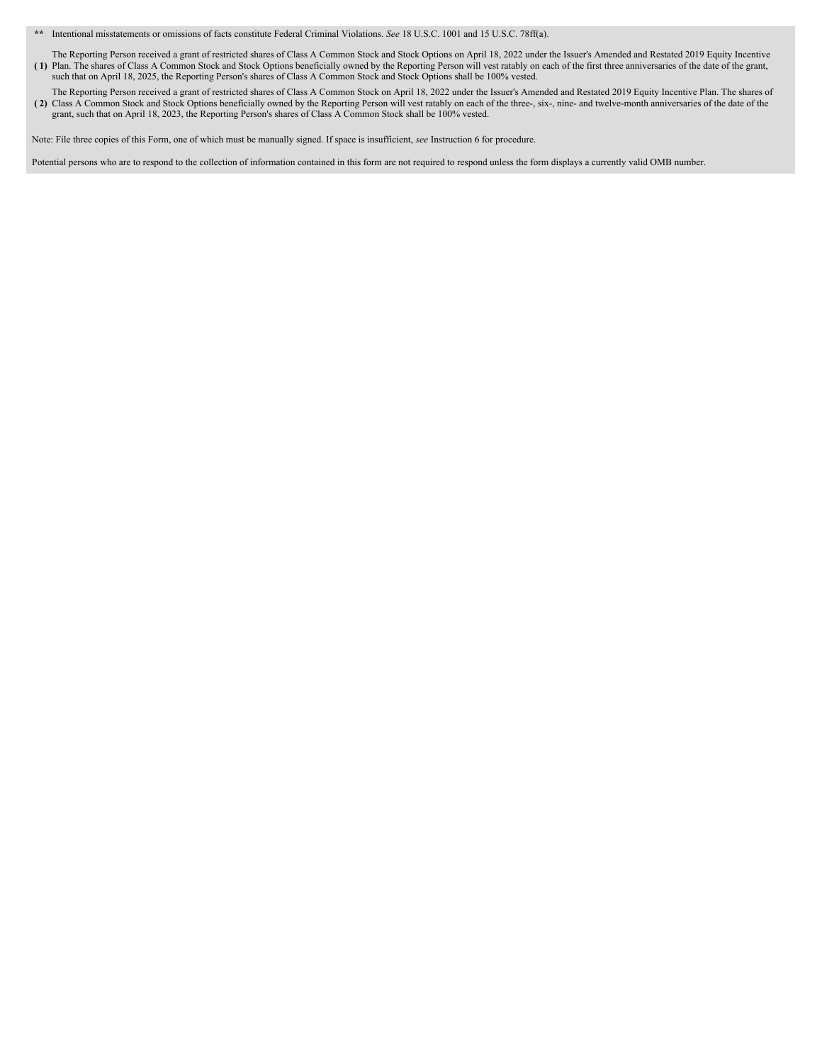** Intentional misstatements or omissions of facts constitute Federal Criminal Violations. *See* 18 U.S.C. 1001 and 15 U.S.C. 78ff(a).

(1) The Reporting Person received a grant of restricted shares of Class A Common Stock and Stock Options on April 18, 2022 under the Issuer's Amended and Restated 2019 Equity Incentive Plan. The shares of Class A Common Stock and Stock Options beneficially owned by the Reporting Person will vest ratably on each of the first three anniversaries of the date of the grant, such that on April 18, 2025, the Reporting Person's shares of Class A Common Stock and Stock Options shall be 100% vested.

(2) The Reporting Person received a grant of restricted shares of Class A Common Stock on April 18, 2022 under the Issuer's Amended and Restated 2019 Equity Incentive Plan. The shares of Class A Common Stock and Stock Options beneficially owned by the Reporting Person will vest ratably on each of the three-, six-, nine- and twelve-month anniversaries of the date of the grant, such that on April 18, 2023, the Reporting Person's shares of Class A Common Stock shall be 100% vested.

Note: File three copies of this Form, one of which must be manually signed. If space is insufficient, *see* Instruction 6 for procedure.

Potential persons who are to respond to the collection of information contained in this form are not required to respond unless the form displays a currently valid OMB number.